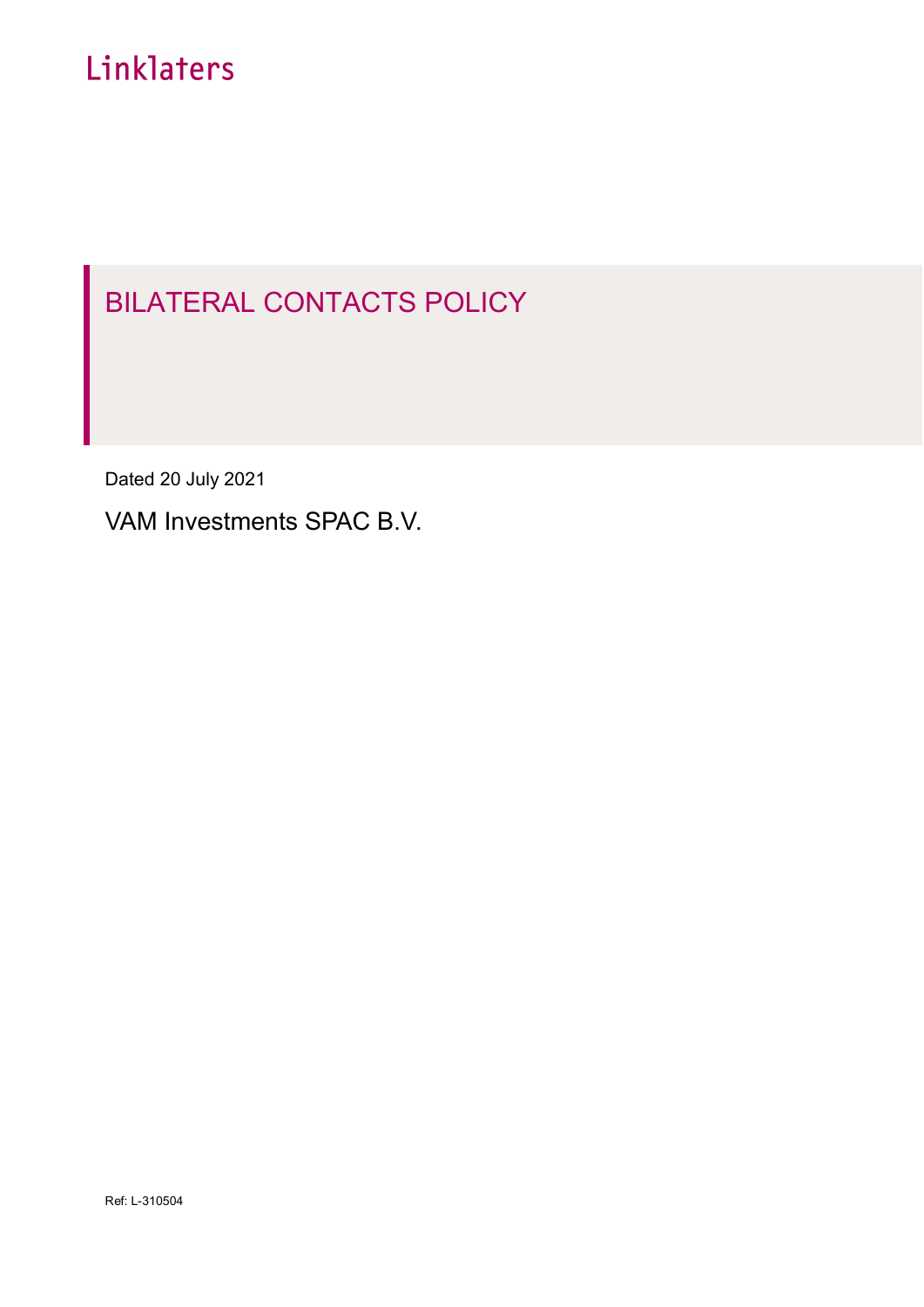Linklaters

# BILATERAL CONTACTS POLICY

Dated 20 July 2021

VAM Investments SPAC B.V.

Ref: L-310504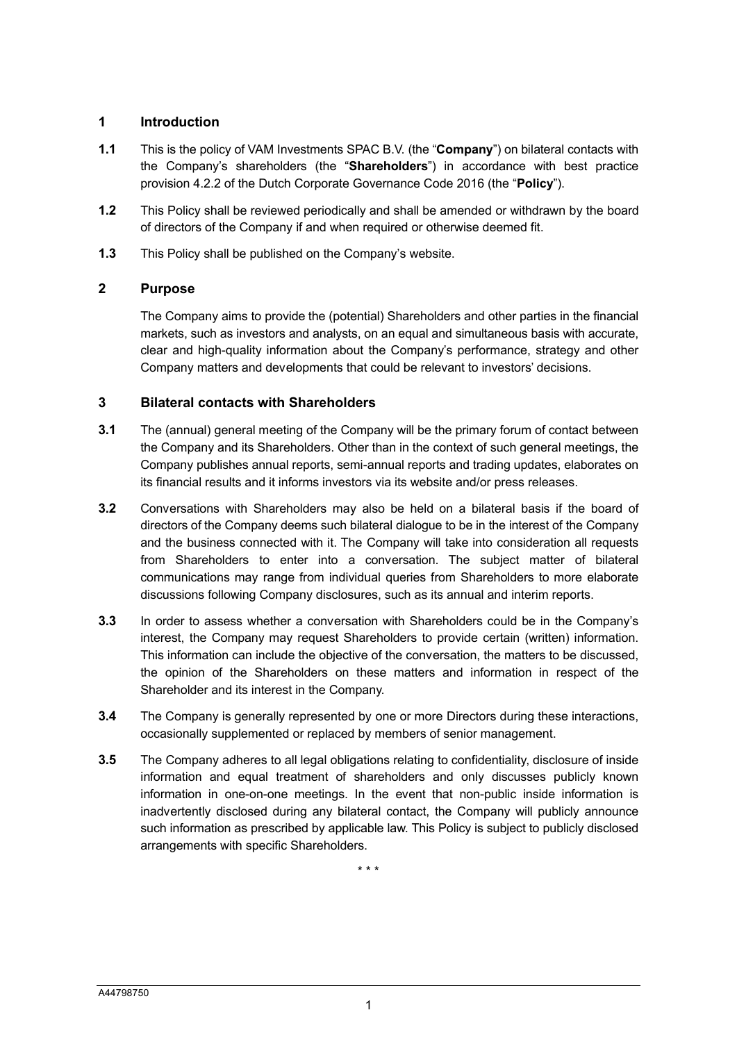## 1 Introduction

**1.1** This is the policy of VAM Investments SPAC B.V. (the "**Company**") on bilateral contacts with the Company's shareholders (the "**Shareholders**") in accordance with best practice provision 4.2.2 of the Dutch Corporate Governance Code 2016 (the "**Policy**").

**1.2** This Policy shall be reviewed periodically and shall be amended or withdrawn by the board of directors of the Company if and when required or otherwise deemed fit.

**1.3** This Policy shall be published on the Company's website.

## 2 Purpose

The Company aims to provide the (potential) Shareholders and other parties in the financial markets, such as investors and analysts, on an equal and simultaneous basis with accurate, clear and high-quality information about the Company's performance, strategy and other Company matters and developments that could be relevant to investors' decisions.

## 3 Bilateral contacts with Shareholders

**3.1** The (annual) general meeting of the Company will be the primary forum of contact between the Company and its Shareholders. Other than in the context of such general meetings, the Company publishes annual reports, semi-annual reports and trading updates, elaborates on its financial results and it informs investors via its website and/or press releases.

**3.2** Conversations with Shareholders may also be held on a bilateral basis if the board of directors of the Company deems such bilateral dialogue to be in the interest of the Company and the business connected with it. The Company will take into consideration all requests from Shareholders to enter into a conversation. The subject matter of bilateral communications may range from individual queries from Shareholders to more elaborate discussions following Company disclosures, such as its annual and interim reports.

**3.3** In order to assess whether a conversation with Shareholders could be in the Company's interest, the Company may request Shareholders to provide certain (written) information. This information can include the objective of the conversation, the matters to be discussed, the opinion of the Shareholders on these matters and information in respect of the Shareholder and its interest in the Company.

**3.4** The Company is generally represented by one or more Directors during these interactions, occasionally supplemented or replaced by members of senior management.

**3.5** The Company adheres to all legal obligations relating to confidentiality, disclosure of inside information and equal treatment of shareholders and only discusses publicly known information in one-on-one meetings. In the event that non-public inside information is inadvertently disclosed during any bilateral contact, the Company will publicly announce such information as prescribed by applicable law. This Policy is subject to publicly disclosed arrangements with specific Shareholders.

\* \* \*

A44798750